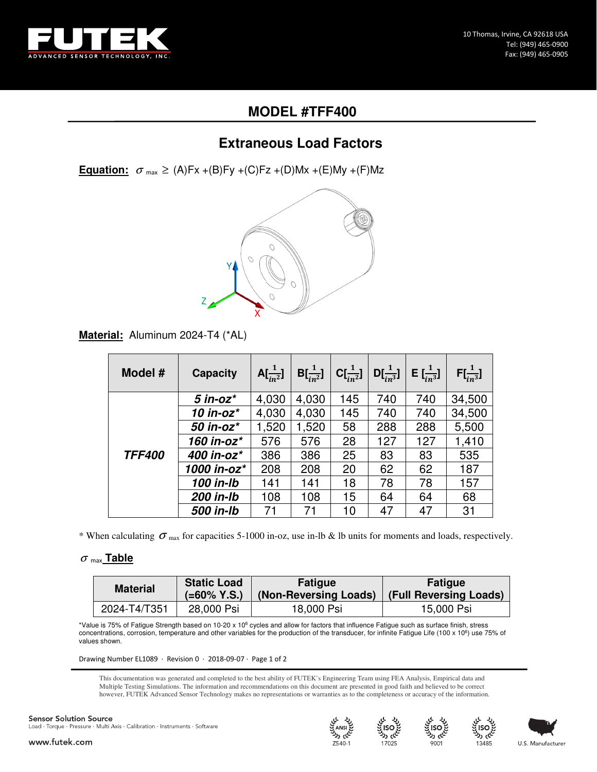# MODEL #TFF400

## Extraneous Load Factors

**Equation:** $\sigma_{max} \geq$ (A)Fx +(B)Fy +(C)Fz +(D)Mx +(E)My +(F)Mz

**Material:** Aluminum 2024-T4 (*AL)

| Model # | Capacity | A[$\frac{1}{in^2}$] | B[$\frac{1}{in^2}$] | C[$\frac{1}{in^2}$] | D[$\frac{1}{in^3}$] | E [$\frac{1}{in^3}$] | F[$\frac{1}{in^3}$] |
|---|---|---|---|---|---|---|---|
| ***TFF400*** | ***5 in-oz**** | 4,030 | 4,030 | 145 | 740 | 740 | 34,500 |
| | ***10 in-oz**** | 4,030 | 4,030 | 145 | 740 | 740 | 34,500 |
| | ***50 in-oz**** | 1,520 | 1,520 | 58 | 288 | 288 | 5,500 |
| | ***160 in-oz**** | 576 | 576 | 28 | 127 | 127 | 1,410 |
| | ***400 in-oz**** | 386 | 386 | 25 | 83 | 83 | 535 |
| | ***1000 in-oz**** | 208 | 208 | 20 | 62 | 62 | 187 |
| | ***100 in-lb*** | 141 | 141 | 18 | 78 | 78 | 157 |
| | ***200 in-lb*** | 108 | 108 | 15 | 64 | 64 | 68 |
| | ***500 in-lb*** | 71 | 71 | 10 | 47 | 47 | 31 |

* When calculating $\sigma_{max}$ for capacities 5-1000 in-oz, use in-lb & lb units for moments and loads, respectively.

**$\sigma_{max}$ Table**

| Material | Static Load (=60% Y.S.) | Fatigue (Non-Reversing Loads) | Fatigue (Full Reversing Loads) |
|---|---|---|---|
| 2024-T4/T351 | 28,000 Psi | 18,000 Psi | 15,000 Psi |

*Value is 75% of Fatigue Strength based on 10-20 x $10^6$ cycles and allow for factors that influence Fatigue such as surface finish, stress concentrations, corrosion, temperature and other variables for the production of the transducer, for infinite Fatigue Life (100 x $10^6$) use 75% of values shown.

Drawing Number EL1089 · Revision 0 · 2018-09-07

This documentation was generated and completed to the best ability of FUTEK's Engineering Team using FEA Analysis, Empirical data and Multiple Testing Simulations. The information and recommendations on this document are presented in good faith and believed to be correct however, FUTEK Advanced Sensor Technology makes no representations or warranties as to the completeness or accuracy of the information.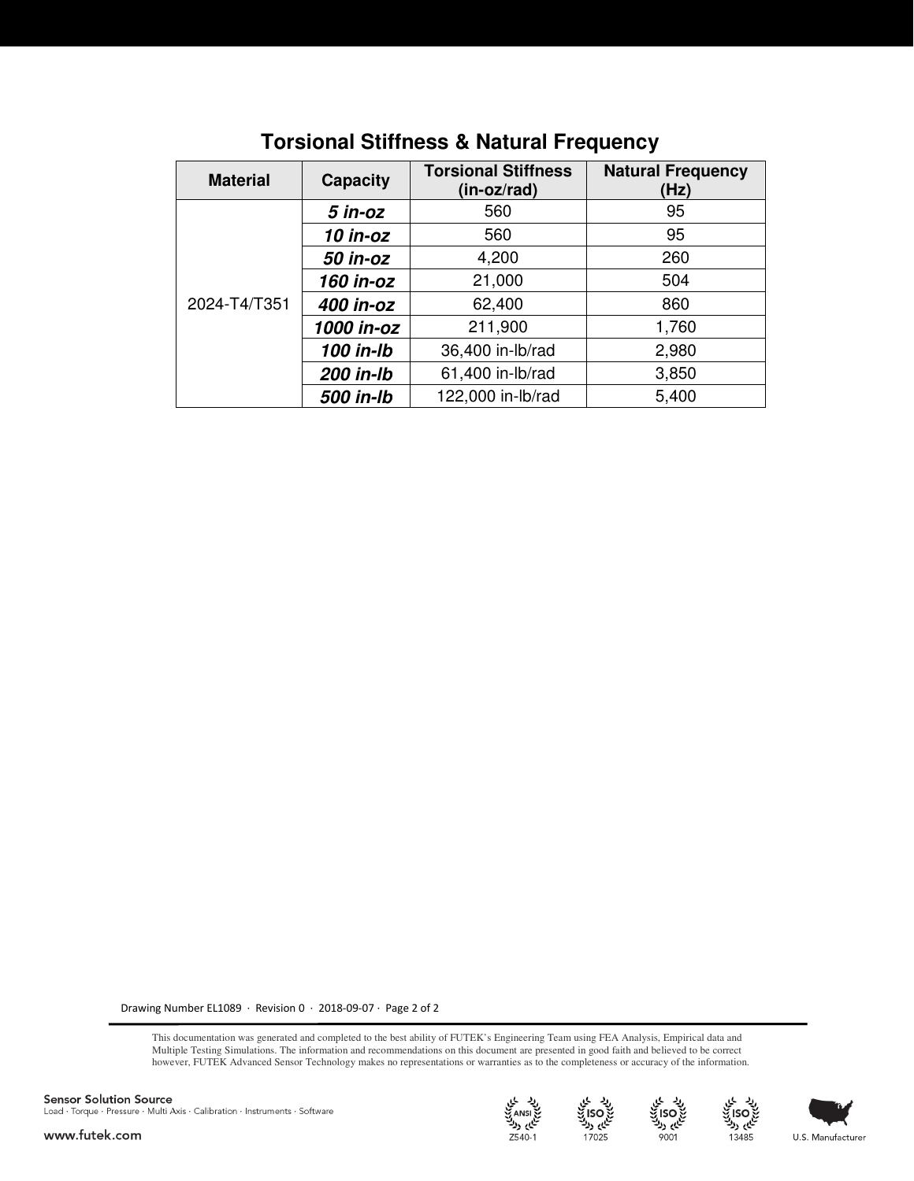## Torsional Stiffness & Natural Frequency

| Material | Capacity | Torsional Stiffness (in-oz/rad) | Natural Frequency (Hz) |
|---|---|---|---|
| 2024-T4/T351 | ***5 in-oz*** | 560 | 95 |
| | ***10 in-oz*** | 560 | 95 |
| | ***50 in-oz*** | 4,200 | 260 |
| | ***160 in-oz*** | 21,000 | 504 |
| | ***400 in-oz*** | 62,400 | 860 |
| | ***1000 in-oz*** | 211,900 | 1,760 |
| | ***100 in-lb*** | 36,400 in-lb/rad | 2,980 |
| | ***200 in-lb*** | 61,400 in-lb/rad | 3,850 |
| | ***500 in-lb*** | 122,000 in-lb/rad | 5,400 |

Drawing Number EL1089 · Revision 0 · 2018-09-07

This documentation was generated and completed to the best ability of FUTEK's Engineering Team using FEA Analysis, Empirical data and Multiple Testing Simulations. The information and recommendations on this document are presented in good faith and believed to be correct however, FUTEK Advanced Sensor Technology makes no representations or warranties as to the completeness or accuracy of the information.

Sensor Solution Source
Load · Torque · Pressure · Multi Axis · Calibration · Instruments · Software

www.futek.com

ANSI Z540-1 · ISO 17025 · ISO 9001 · ISO 13485 · U.S. Manufacturer